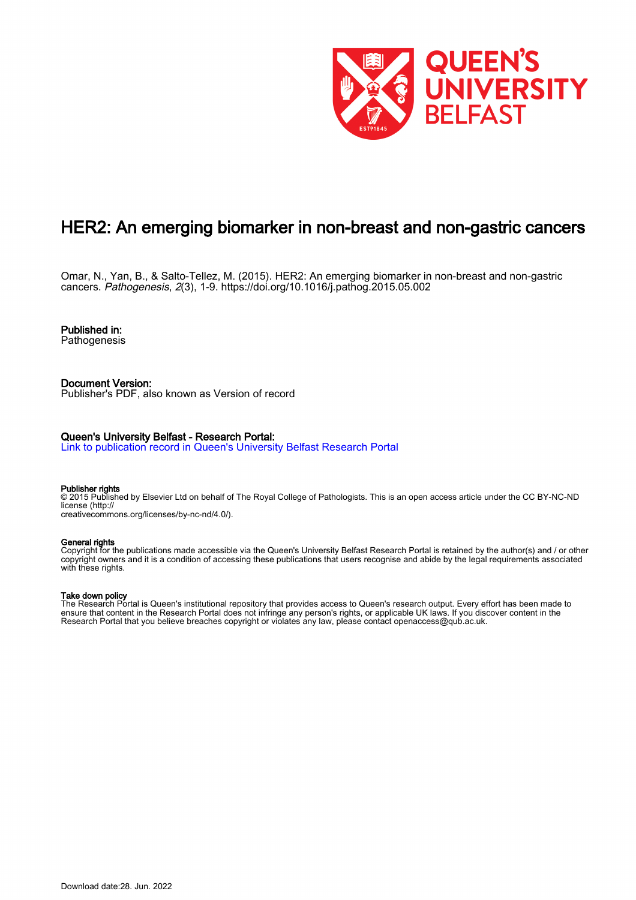# HER2: An emerging biomarker in non-breast and non-gastric cancers

Omar, N., Yan, B., & Salto-Tellez, M. (2015). HER2: An emerging biomarker in non-breast and non-gastric cancers. *Pathogenesis*, *2*(3), 1-9. https://doi.org/10.1016/j.pathog.2015.05.002

**Published in:**
Pathogenesis

**Document Version:**
Publisher's PDF, also known as Version of record

**Queen's University Belfast - Research Portal:**
Link to publication record in Queen's University Belfast Research Portal

**Publisher rights**
© 2015 Published by Elsevier Ltd on behalf of The Royal College of Pathologists. This is an open access article under the CC BY-NC-ND license (http://creativecommons.org/licenses/by-nc-nd/4.0/).

**General rights**
Copyright for the publications made accessible via the Queen's University Belfast Research Portal is retained by the author(s) and / or other copyright owners and it is a condition of accessing these publications that users recognise and abide by the legal requirements associated with these rights.

**Take down policy**
The Research Portal is Queen's institutional repository that provides access to Queen's research output. Every effort has been made to ensure that content in the Research Portal does not infringe any person's rights, or applicable UK laws. If you discover content in the Research Portal that you believe breaches copyright or violates any law, please contact openaccess@qub.ac.uk.

Download date:28. Jun. 2022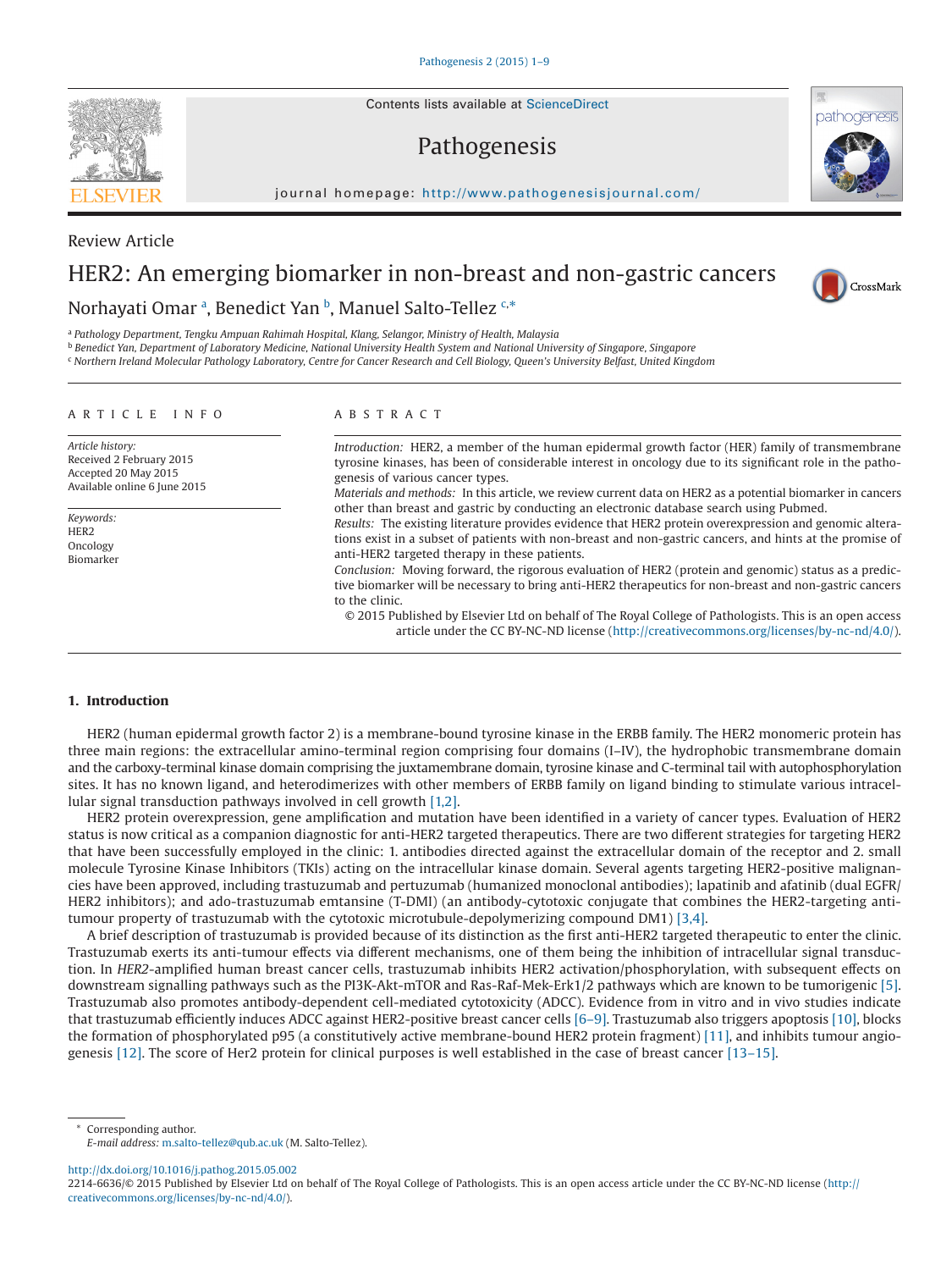Review Article

# HER2: An emerging biomarker in non-breast and non-gastric cancers

Norhayati Omar [a], Benedict Yan [b], Manuel Salto-Tellez [c,*]

[a] Pathology Department, Tengku Ampuan Rahimah Hospital, Klang, Selangor, Ministry of Health, Malaysia
[b] Benedict Yan, Department of Laboratory Medicine, National University Health System and National University of Singapore, Singapore
[c] Northern Ireland Molecular Pathology Laboratory, Centre for Cancer Research and Cell Biology, Queen's University Belfast, United Kingdom

## ARTICLE INFO

*Article history:*
Received 2 February 2015
Accepted 20 May 2015
Available online 6 June 2015

*Keywords:*
HER2
Oncology
Biomarker

## ABSTRACT

*Introduction:* HER2, a member of the human epidermal growth factor (HER) family of transmembrane tyrosine kinases, has been of considerable interest in oncology due to its significant role in the pathogenesis of various cancer types.

*Materials and methods:* In this article, we review current data on HER2 as a potential biomarker in cancers other than breast and gastric by conducting an electronic database search using Pubmed.

*Results:* The existing literature provides evidence that HER2 protein overexpression and genomic alterations exist in a subset of patients with non-breast and non-gastric cancers, and hints at the promise of anti-HER2 targeted therapy in these patients.

*Conclusion:* Moving forward, the rigorous evaluation of HER2 (protein and genomic) status as a predictive biomarker will be necessary to bring anti-HER2 therapeutics for non-breast and non-gastric cancers to the clinic.

© 2015 Published by Elsevier Ltd on behalf of The Royal College of Pathologists. This is an open access article under the CC BY-NC-ND license (http://creativecommons.org/licenses/by-nc-nd/4.0/).

## 1. Introduction

HER2 (human epidermal growth factor 2) is a membrane-bound tyrosine kinase in the ERBB family. The HER2 monomeric protein has three main regions: the extracellular amino-terminal region comprising four domains (I–IV), the hydrophobic transmembrane domain and the carboxy-terminal kinase domain comprising the juxtamembrane domain, tyrosine kinase and C-terminal tail with autophosphorylation sites. It has no known ligand, and heterodimerizes with other members of ERBB family on ligand binding to stimulate various intracellular signal transduction pathways involved in cell growth [1,2].

HER2 protein overexpression, gene amplification and mutation have been identified in a variety of cancer types. Evaluation of HER2 status is now critical as a companion diagnostic for anti-HER2 targeted therapeutics. There are two different strategies for targeting HER2 that have been successfully employed in the clinic: 1. antibodies directed against the extracellular domain of the receptor and 2. small molecule Tyrosine Kinase Inhibitors (TKIs) acting on the intracellular kinase domain. Several agents targeting HER2-positive malignancies have been approved, including trastuzumab and pertuzumab (humanized monoclonal antibodies); lapatinib and afatinib (dual EGFR/HER2 inhibitors); and ado-trastuzumab emtansine (T-DMI) (an antibody-cytotoxic conjugate that combines the HER2-targeting antitumour property of trastuzumab with the cytotoxic microtubule-depolymerizing compound DM1) [3,4].

A brief description of trastuzumab is provided because of its distinction as the first anti-HER2 targeted therapeutic to enter the clinic. Trastuzumab exerts its anti-tumour effects via different mechanisms, one of them being the inhibition of intracellular signal transduction. In *HER2*-amplified human breast cancer cells, trastuzumab inhibits HER2 activation/phosphorylation, with subsequent effects on downstream signalling pathways such as the PI3K-Akt-mTOR and Ras-Raf-Mek-Erk1/2 pathways which are known to be tumorigenic [5]. Trastuzumab also promotes antibody-dependent cell-mediated cytotoxicity (ADCC). Evidence from in vitro and in vivo studies indicate that trastuzumab efficiently induces ADCC against HER2-positive breast cancer cells [6–9]. Trastuzumab also triggers apoptosis [10], blocks the formation of phosphorylated p95 (a constitutively active membrane-bound HER2 protein fragment) [11], and inhibits tumour angiogenesis [12]. The score of Her2 protein for clinical purposes is well established in the case of breast cancer [13–15].

* Corresponding author.
*E-mail address:* m.salto-tellez@qub.ac.uk (M. Salto-Tellez).

http://dx.doi.org/10.1016/j.pathog.2015.05.002
2214-6636/© 2015 Published by Elsevier Ltd on behalf of The Royal College of Pathologists. This is an open access article under the CC BY-NC-ND license (http://creativecommons.org/licenses/by-nc-nd/4.0/).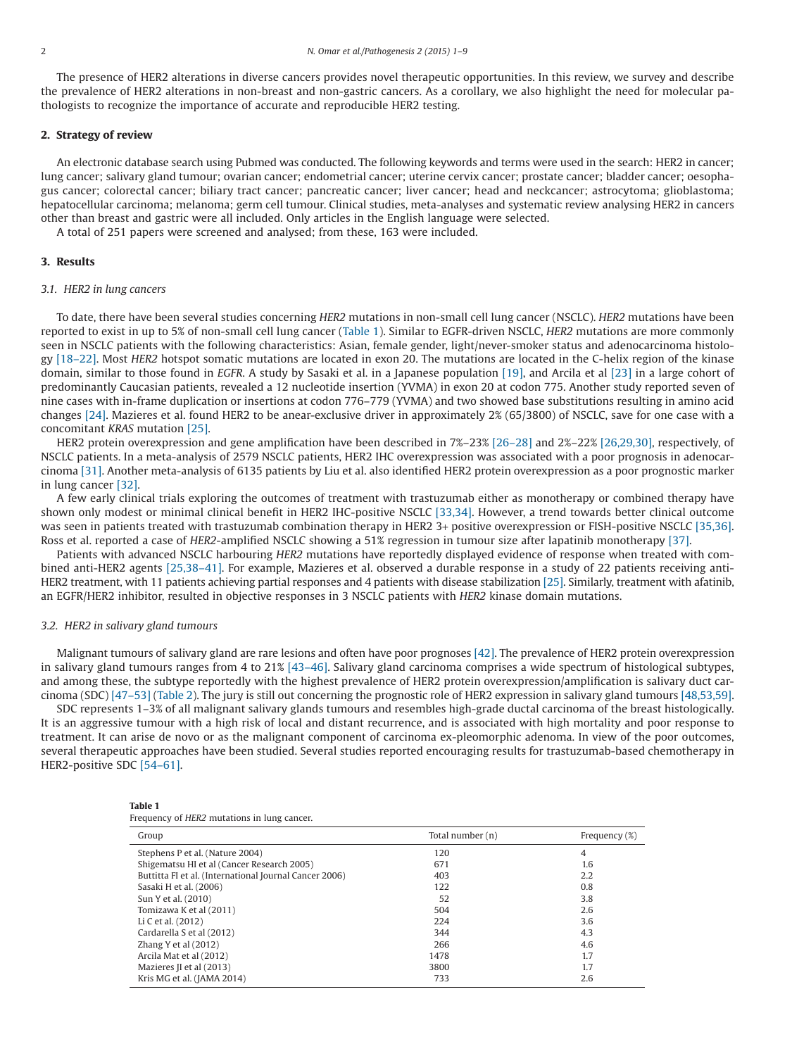The presence of HER2 alterations in diverse cancers provides novel therapeutic opportunities. In this review, we survey and describe the prevalence of HER2 alterations in non-breast and non-gastric cancers. As a corollary, we also highlight the need for molecular pathologists to recognize the importance of accurate and reproducible HER2 testing.

## 2. Strategy of review

An electronic database search using Pubmed was conducted. The following keywords and terms were used in the search: HER2 in cancer; lung cancer; salivary gland tumour; ovarian cancer; endometrial cancer; uterine cervix cancer; prostate cancer; bladder cancer; oesophagus cancer; colorectal cancer; biliary tract cancer; pancreatic cancer; liver cancer; head and neckcancer; astrocytoma; glioblastoma; hepatocellular carcinoma; melanoma; germ cell tumour. Clinical studies, meta-analyses and systematic review analysing HER2 in cancers other than breast and gastric were all included. Only articles in the English language were selected.

A total of 251 papers were screened and analysed; from these, 163 were included.

## 3. Results

### 3.1. HER2 in lung cancers

To date, there have been several studies concerning *HER2* mutations in non-small cell lung cancer (NSCLC). *HER2* mutations have been reported to exist in up to 5% of non-small cell lung cancer (Table 1). Similar to EGFR-driven NSCLC, *HER2* mutations are more commonly seen in NSCLC patients with the following characteristics: Asian, female gender, light/never-smoker status and adenocarcinoma histology [18–22]. Most *HER2* hotspot somatic mutations are located in exon 20. The mutations are located in the C-helix region of the kinase domain, similar to those found in *EGFR*. A study by Sasaki et al. in a Japanese population [19], and Arcila et al [23] in a large cohort of predominantly Caucasian patients, revealed a 12 nucleotide insertion (YVMA) in exon 20 at codon 775. Another study reported seven of nine cases with in-frame duplication or insertions at codon 776–779 (YVMA) and two showed base substitutions resulting in amino acid changes [24]. Mazieres et al. found HER2 to be anear-exclusive driver in approximately 2% (65/3800) of NSCLC, save for one case with a concomitant *KRAS* mutation [25].

HER2 protein overexpression and gene amplification have been described in 7%–23% [26–28] and 2%–22% [26,29,30], respectively, of NSCLC patients. In a meta-analysis of 2579 NSCLC patients, HER2 IHC overexpression was associated with a poor prognosis in adenocarcinoma [31]. Another meta-analysis of 6135 patients by Liu et al. also identified HER2 protein overexpression as a poor prognostic marker in lung cancer [32].

A few early clinical trials exploring the outcomes of treatment with trastuzumab either as monotherapy or combined therapy have shown only modest or minimal clinical benefit in HER2 IHC-positive NSCLC [33,34]. However, a trend towards better clinical outcome was seen in patients treated with trastuzumab combination therapy in HER2 3+ positive overexpression or FISH-positive NSCLC [35,36]. Ross et al. reported a case of *HER2*-amplified NSCLC showing a 51% regression in tumour size after lapatinib monotherapy [37].

Patients with advanced NSCLC harbouring *HER2* mutations have reportedly displayed evidence of response when treated with combined anti-HER2 agents [25,38–41]. For example, Mazieres et al. observed a durable response in a study of 22 patients receiving anti-HER2 treatment, with 11 patients achieving partial responses and 4 patients with disease stabilization [25]. Similarly, treatment with afatinib, an EGFR/HER2 inhibitor, resulted in objective responses in 3 NSCLC patients with *HER2* kinase domain mutations.

### 3.2. HER2 in salivary gland tumours

Malignant tumours of salivary gland are rare lesions and often have poor prognoses [42]. The prevalence of HER2 protein overexpression in salivary gland tumours ranges from 4 to 21% [43–46]. Salivary gland carcinoma comprises a wide spectrum of histological subtypes, and among these, the subtype reportedly with the highest prevalence of HER2 protein overexpression/amplification is salivary duct carcinoma (SDC) [47–53] (Table 2). The jury is still out concerning the prognostic role of HER2 expression in salivary gland tumours [48,53,59].

SDC represents 1–3% of all malignant salivary glands tumours and resembles high-grade ductal carcinoma of the breast histologically. It is an aggressive tumour with a high risk of local and distant recurrence, and is associated with high mortality and poor response to treatment. It can arise de novo or as the malignant component of carcinoma ex-pleomorphic adenoma. In view of the poor outcomes, several therapeutic approaches have been studied. Several studies reported encouraging results for trastuzumab-based chemotherapy in HER2-positive SDC [54–61].

**Table 1**
Frequency of *HER2* mutations in lung cancer.

| Group | Total number (n) | Frequency (%) |
|---|---|---|
| Stephens P et al. (Nature 2004) | 120 | 4 |
| Shigematsu HI et al (Cancer Research 2005) | 671 | 1.6 |
| Buttitta FI et al. (International Journal Cancer 2006) | 403 | 2.2 |
| Sasaki H et al. (2006) | 122 | 0.8 |
| Sun Y et al. (2010) | 52 | 3.8 |
| Tomizawa K et al (2011) | 504 | 2.6 |
| Li C et al. (2012) | 224 | 3.6 |
| Cardarella S et al (2012) | 344 | 4.3 |
| Zhang Y et al (2012) | 266 | 4.6 |
| Arcila Mat et al (2012) | 1478 | 1.7 |
| Mazieres JI et al (2013) | 3800 | 1.7 |
| Kris MG et al. (JAMA 2014) | 733 | 2.6 |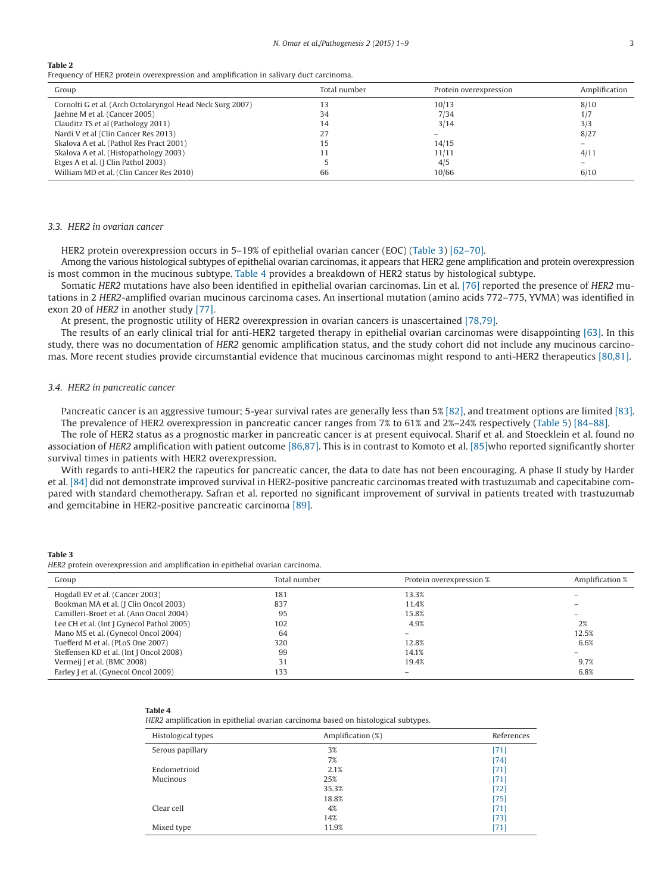**Table 2**
Frequency of HER2 protein overexpression and amplification in salivary duct carcinoma.

| Group | Total number | Protein overexpression | Amplification |
|---|---|---|---|
| Cornolti G et al. (Arch Octolaryngol Head Neck Surg 2007) | 13 | 10/13 | 8/10 |
| Jaehne M et al. (Cancer 2005) | 34 | 7/34 | 1/7 |
| Clauditz TS et al (Pathology 2011) | 14 | 3/14 | 3/3 |
| Nardi V et al (Clin Cancer Res 2013) | 27 | – | 8/27 |
| Skalova A et al. (Pathol Res Pract 2001) | 15 | 14/15 | – |
| Skalova A et al. (Histopathology 2003) | 11 | 11/11 | 4/11 |
| Etges A et al. (J Clin Pathol 2003) | 5 | 4/5 | – |
| William MD et al. (Clin Cancer Res 2010) | 66 | 10/66 | 6/10 |

### 3.3. HER2 in ovarian cancer

HER2 protein overexpression occurs in 5–19% of epithelial ovarian cancer (EOC) (Table 3) [62–70].

Among the various histological subtypes of epithelial ovarian carcinomas, it appears that HER2 gene amplification and protein overexpression is most common in the mucinous subtype. Table 4 provides a breakdown of HER2 status by histological subtype.

Somatic *HER2* mutations have also been identified in epithelial ovarian carcinomas. Lin et al. [76] reported the presence of *HER2* mutations in 2 *HER2*-amplified ovarian mucinous carcinoma cases. An insertional mutation (amino acids 772–775, YVMA) was identified in exon 20 of *HER2* in another study [77].

At present, the prognostic utility of HER2 overexpression in ovarian cancers is unascertained [78,79].

The results of an early clinical trial for anti-HER2 targeted therapy in epithelial ovarian carcinomas were disappointing [63]. In this study, there was no documentation of *HER2* genomic amplification status, and the study cohort did not include any mucinous carcinomas. More recent studies provide circumstantial evidence that mucinous carcinomas might respond to anti-HER2 therapeutics [80,81].

### 3.4. HER2 in pancreatic cancer

Pancreatic cancer is an aggressive tumour; 5-year survival rates are generally less than 5% [82], and treatment options are limited [83]. The prevalence of HER2 overexpression in pancreatic cancer ranges from 7% to 61% and 2%–24% respectively (Table 5) [84–88].

The role of HER2 status as a prognostic marker in pancreatic cancer is at present equivocal. Sharif et al. and Stoecklein et al. found no association of *HER2* amplification with patient outcome [86,87]. This is in contrast to Komoto et al. [85]who reported significantly shorter survival times in patients with HER2 overexpression.

With regards to anti-HER2 the rapeutics for pancreatic cancer, the data to date has not been encouraging. A phase II study by Harder et al. [84] did not demonstrate improved survival in HER2-positive pancreatic carcinomas treated with trastuzumab and capecitabine compared with standard chemotherapy. Safran et al. reported no significant improvement of survival in patients treated with trastuzumab and gemcitabine in HER2-positive pancreatic carcinoma [89].

**Table 3**
*HER2* protein overexpression and amplification in epithelial ovarian carcinoma.

| Group | Total number | Protein overexpression % | Amplification % |
|---|---|---|---|
| Hogdall EV et al. (Cancer 2003) | 181 | 13.3% | – |
| Bookman MA et al. (J Clin Oncol 2003) | 837 | 11.4% | – |
| Camilleri-Broet et al. (Ann Oncol 2004) | 95 | 15.8% | – |
| Lee CH et al. (Int J Gynecol Pathol 2005) | 102 | 4.9% | 2% |
| Mano MS et al. (Gynecol Oncol 2004) | 64 | – | 12.5% |
| Tuefferd M et al. (PLoS One 2007) | 320 | 12.8% | 6.6% |
| Steffensen KD et al. (Int J Oncol 2008) | 99 | 14.1% | – |
| Vermeij J et al. (BMC 2008) | 31 | 19.4% | 9.7% |
| Farley J et al. (Gynecol Oncol 2009) | 133 | – | 6.8% |

**Table 4**
*HER2* amplification in epithelial ovarian carcinoma based on histological subtypes.

| Histological types | Amplification (%) | References |
|---|---|---|
| Serous papillary | 3% | [71] |
| | 7% | [74] |
| Endometrioid | 2.1% | [71] |
| Mucinous | 25% | [71] |
| | 35.3% | [72] |
| | 18.8% | [75] |
| Clear cell | 4% | [71] |
| | 14% | [73] |
| Mixed type | 11.9% | [71] |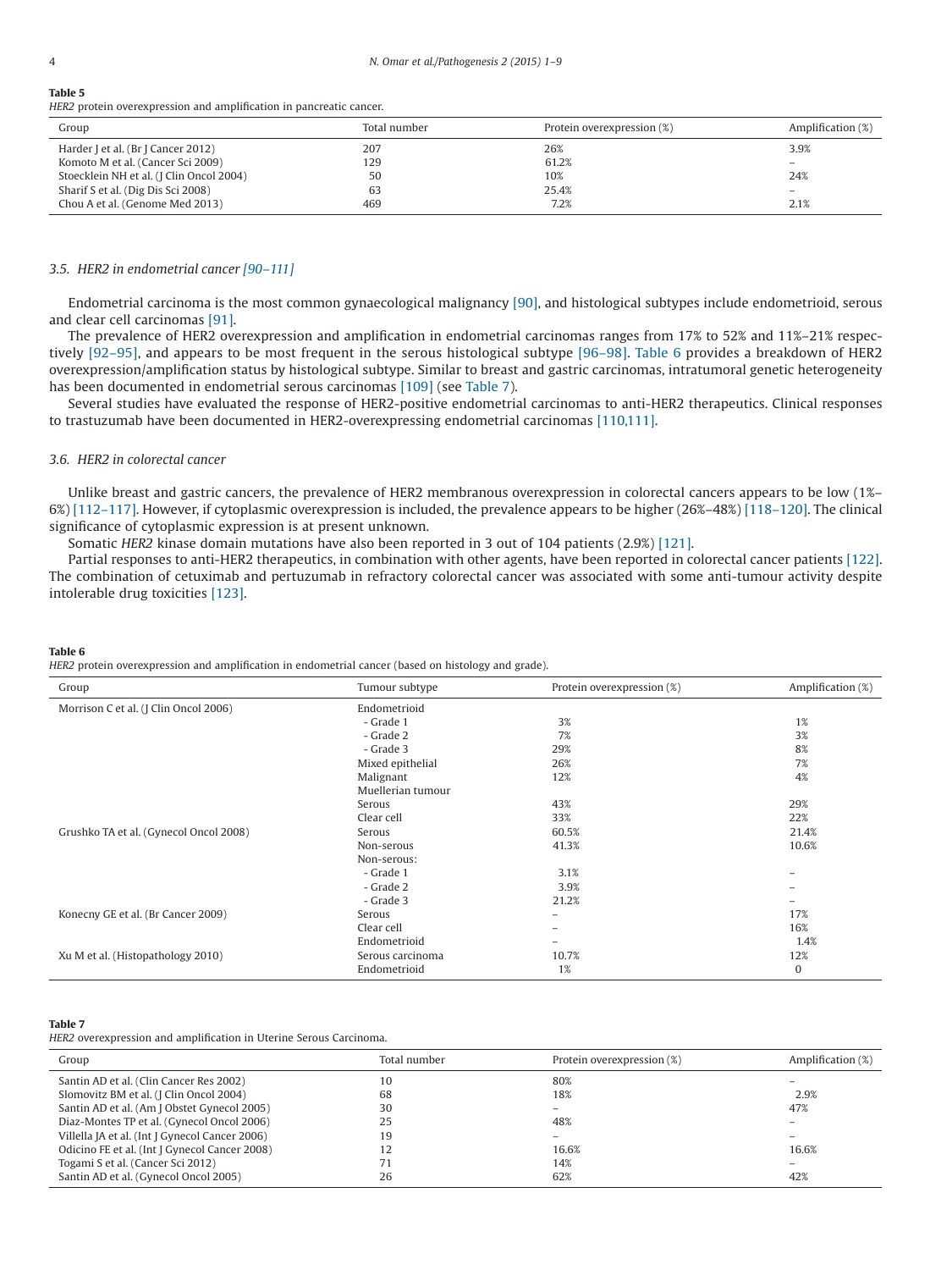**Table 5**
*HER2* protein overexpression and amplification in pancreatic cancer.

| Group | Total number | Protein overexpression (%) | Amplification (%) |
|---|---|---|---|
| Harder J et al. (Br J Cancer 2012) | 207 | 26% | 3.9% |
| Komoto M et al. (Cancer Sci 2009) | 129 | 61.2% | – |
| Stoecklein NH et al. (J Clin Oncol 2004) | 50 | 10% | 24% |
| Sharif S et al. (Dig Dis Sci 2008) | 63 | 25.4% | – |
| Chou A et al. (Genome Med 2013) | 469 | 7.2% | 2.1% |

### 3.5. HER2 in endometrial cancer [90–111]

Endometrial carcinoma is the most common gynaecological malignancy [90], and histological subtypes include endometrioid, serous and clear cell carcinomas [91].

The prevalence of HER2 overexpression and amplification in endometrial carcinomas ranges from 17% to 52% and 11%–21% respectively [92–95], and appears to be most frequent in the serous histological subtype [96–98]. Table 6 provides a breakdown of HER2 overexpression/amplification status by histological subtype. Similar to breast and gastric carcinomas, intratumoral genetic heterogeneity has been documented in endometrial serous carcinomas [109] (see Table 7).

Several studies have evaluated the response of HER2-positive endometrial carcinomas to anti-HER2 therapeutics. Clinical responses to trastuzumab have been documented in HER2-overexpressing endometrial carcinomas [110,111].

### 3.6. HER2 in colorectal cancer

Unlike breast and gastric cancers, the prevalence of HER2 membranous overexpression in colorectal cancers appears to be low (1%–6%) [112–117]. However, if cytoplasmic overexpression is included, the prevalence appears to be higher (26%–48%) [118–120]. The clinical significance of cytoplasmic expression is at present unknown.

Somatic *HER2* kinase domain mutations have also been reported in 3 out of 104 patients (2.9%) [121].

Partial responses to anti-HER2 therapeutics, in combination with other agents, have been reported in colorectal cancer patients [122]. The combination of cetuximab and pertuzumab in refractory colorectal cancer was associated with some anti-tumour activity despite intolerable drug toxicities [123].

**Table 6**
*HER2* protein overexpression and amplification in endometrial cancer (based on histology and grade).

| Group | Tumour subtype | Protein overexpression (%) | Amplification (%) |
|---|---|---|---|
| Morrison C et al. (J Clin Oncol 2006) | Endometrioid | | |
| | - Grade 1 | 3% | 1% |
| | - Grade 2 | 7% | 3% |
| | - Grade 3 | 29% | 8% |
| | Mixed epithelial | 26% | 7% |
| | Malignant | 12% | 4% |
| | Muellerian tumour | | |
| | Serous | 43% | 29% |
| | Clear cell | 33% | 22% |
| Grushko TA et al. (Gynecol Oncol 2008) | Serous | 60.5% | 21.4% |
| | Non-serous | 41.3% | 10.6% |
| | Non-serous: | | |
| | - Grade 1 | 3.1% | – |
| | - Grade 2 | 3.9% | – |
| | - Grade 3 | 21.2% | – |
| Konecny GE et al. (Br Cancer 2009) | Serous | – | 17% |
| | Clear cell | – | 16% |
| | Endometrioid | – | 1.4% |
| Xu M et al. (Histopathology 2010) | Serous carcinoma | 10.7% | 12% |
| | Endometrioid | 1% | 0 |

**Table 7**
*HER2* overexpression and amplification in Uterine Serous Carcinoma.

| Group | Total number | Protein overexpression (%) | Amplification (%) |
|---|---|---|---|
| Santin AD et al. (Clin Cancer Res 2002) | 10 | 80% | – |
| Slomovitz BM et al. (J Clin Oncol 2004) | 68 | 18% | 2.9% |
| Santin AD et al. (Am J Obstet Gynecol 2005) | 30 | – | 47% |
| Diaz-Montes TP et al. (Gynecol Oncol 2006) | 25 | 48% | – |
| Villella JA et al. (Int J Gynecol Cancer 2006) | 19 | – | – |
| Odicino FE et al. (Int J Gynecol Cancer 2008) | 12 | 16.6% | 16.6% |
| Togami S et al. (Cancer Sci 2012) | 71 | 14% | – |
| Santin AD et al. (Gynecol Oncol 2005) | 26 | 62% | 42% |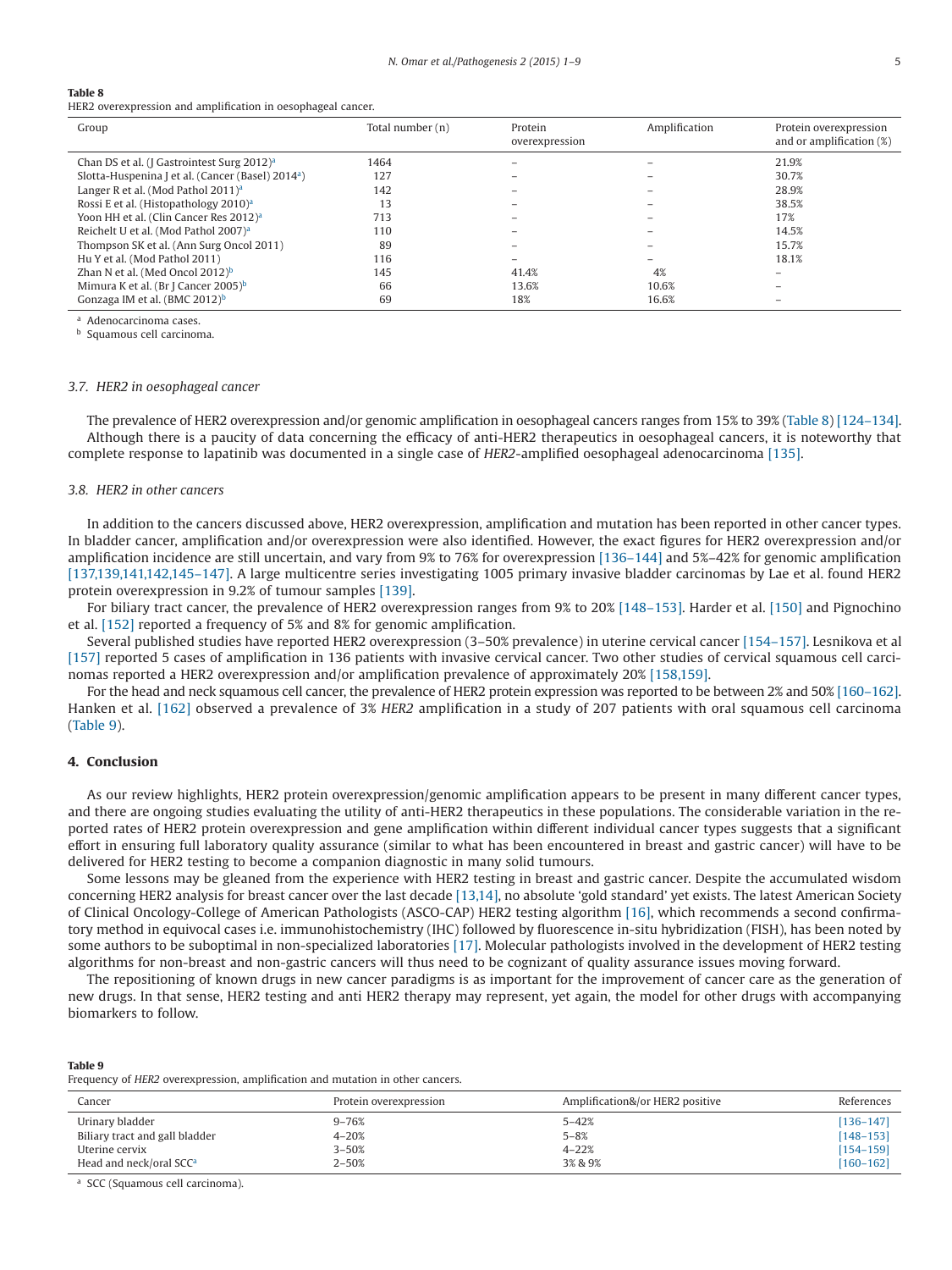**Table 8**
HER2 overexpression and amplification in oesophageal cancer.

| Group | Total number (n) | Protein overexpression | Amplification | Protein overexpression and or amplification (%) |
|---|---|---|---|---|
| Chan DS et al. (J Gastrointest Surg 2012)[a] | 1464 | – | – | 21.9% |
| Slotta-Huspenina J et al. (Cancer (Basel) 2014[a]) | 127 | – | – | 30.7% |
| Langer R et al. (Mod Pathol 2011)[a] | 142 | – | – | 28.9% |
| Rossi E et al. (Histopathology 2010)[a] | 13 | – | – | 38.5% |
| Yoon HH et al. (Clin Cancer Res 2012)[a] | 713 | – | – | 17% |
| Reichelt U et al. (Mod Pathol 2007)[a] | 110 | – | – | 14.5% |
| Thompson SK et al. (Ann Surg Oncol 2011) | 89 | – | – | 15.7% |
| Hu Y et al. (Mod Pathol 2011) | 116 | – | – | 18.1% |
| Zhan N et al. (Med Oncol 2012)[b] | 145 | 41.4% | 4% | – |
| Mimura K et al. (Br J Cancer 2005)[b] | 66 | 13.6% | 10.6% | – |
| Gonzaga IM et al. (BMC 2012)[b] | 69 | 18% | 16.6% | – |

[a] Adenocarcinoma cases.
[b] Squamous cell carcinoma.

### 3.7. HER2 in oesophageal cancer

The prevalence of HER2 overexpression and/or genomic amplification in oesophageal cancers ranges from 15% to 39% (Table 8) [124–134]. Although there is a paucity of data concerning the efficacy of anti-HER2 therapeutics in oesophageal cancers, it is noteworthy that complete response to lapatinib was documented in a single case of *HER2*-amplified oesophageal adenocarcinoma [135].

### 3.8. HER2 in other cancers

In addition to the cancers discussed above, HER2 overexpression, amplification and mutation has been reported in other cancer types. In bladder cancer, amplification and/or overexpression were also identified. However, the exact figures for HER2 overexpression and/or amplification incidence are still uncertain, and vary from 9% to 76% for overexpression [136–144] and 5%–42% for genomic amplification [137,139,141,142,145–147]. A large multicentre series investigating 1005 primary invasive bladder carcinomas by Lae et al. found HER2 protein overexpression in 9.2% of tumour samples [139].

For biliary tract cancer, the prevalence of HER2 overexpression ranges from 9% to 20% [148–153]. Harder et al. [150] and Pignochino et al. [152] reported a frequency of 5% and 8% for genomic amplification.

Several published studies have reported HER2 overexpression (3–50% prevalence) in uterine cervical cancer [154–157]. Lesnikova et al [157] reported 5 cases of amplification in 136 patients with invasive cervical cancer. Two other studies of cervical squamous cell carcinomas reported a HER2 overexpression and/or amplification prevalence of approximately 20% [158,159].

For the head and neck squamous cell cancer, the prevalence of HER2 protein expression was reported to be between 2% and 50% [160–162]. Hanken et al. [162] observed a prevalence of 3% *HER2* amplification in a study of 207 patients with oral squamous cell carcinoma (Table 9).

## 4. Conclusion

As our review highlights, HER2 protein overexpression/genomic amplification appears to be present in many different cancer types, and there are ongoing studies evaluating the utility of anti-HER2 therapeutics in these populations. The considerable variation in the reported rates of HER2 protein overexpression and gene amplification within different individual cancer types suggests that a significant effort in ensuring full laboratory quality assurance (similar to what has been encountered in breast and gastric cancer) will have to be delivered for HER2 testing to become a companion diagnostic in many solid tumours.

Some lessons may be gleaned from the experience with HER2 testing in breast and gastric cancer. Despite the accumulated wisdom concerning HER2 analysis for breast cancer over the last decade [13,14], no absolute 'gold standard' yet exists. The latest American Society of Clinical Oncology-College of American Pathologists (ASCO-CAP) HER2 testing algorithm [16], which recommends a second confirmatory method in equivocal cases i.e. immunohistochemistry (IHC) followed by fluorescence in-situ hybridization (FISH), has been noted by some authors to be suboptimal in non-specialized laboratories [17]. Molecular pathologists involved in the development of HER2 testing algorithms for non-breast and non-gastric cancers will thus need to be cognizant of quality assurance issues moving forward.

The repositioning of known drugs in new cancer paradigms is as important for the improvement of cancer care as the generation of new drugs. In that sense, HER2 testing and anti HER2 therapy may represent, yet again, the model for other drugs with accompanying biomarkers to follow.

**Table 9**
Frequency of *HER2* overexpression, amplification and mutation in other cancers.

| Cancer | Protein overexpression | Amplification&/or HER2 positive | References |
|---|---|---|---|
| Urinary bladder | 9–76% | 5–42% | [136–147] |
| Biliary tract and gall bladder | 4–20% | 5–8% | [148–153] |
| Uterine cervix | 3–50% | 4–22% | [154–159] |
| Head and neck/oral SCC[a] | 2–50% | 3% & 9% | [160–162] |

[a] SCC (Squamous cell carcinoma).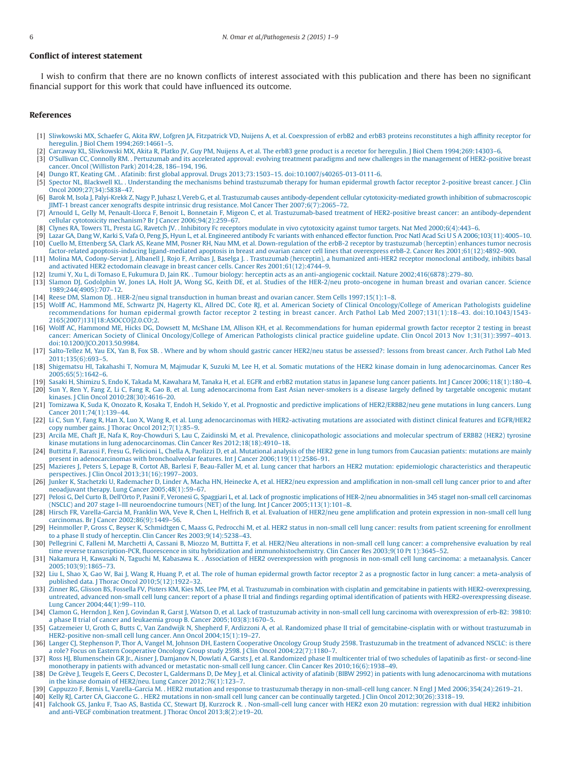## Conflict of interest statement

I wish to confirm that there are no known conflicts of interest associated with this publication and there has been no significant financial support for this work that could have influenced its outcome.

## References

[1] Sliwkowski MX, Schaefer G, Akita RW, Lofgren JA, Fitzpatrick VD, Nuijens A, et al. Coexpression of erbB2 and erbB3 proteins reconstitutes a high affinity receptor for heregulin. J Biol Chem 1994;269:14661–5.

[2] Carraway KL, Sliwkowski MX, Akita R, Platko JV, Guy PM, Nuijens A, et al. The erbB3 gene product is a recetor for heregulin. J Biol Chem 1994;269:14303–6.

[3] O'Sullivan CC, Connolly RM. . Pertuzumab and its accelerated approval: evolving treatment paradigms and new challenges in the management of HER2-positive breast cancer. Oncol (Williston Park) 2014;28, 186–194, 196.

[4] Dungo RT, Keating GM. . Afatinib: first global approval. Drugs 2013;73:1503–15. doi:10.1007/s40265-013-0111-6.

[5] Spector NL, Blackwell KL. . Understanding the mechanisms behind trastuzumab therapy for human epidermal growth factor receptor 2-positive breast cancer. J Clin Oncol 2009;27(34):5838–47.

[6] Barok M, Isola J, Palyi-Krekk Z, Nagy P, Juhasz I, Vereb G, et al. Trastuzumab causes antibody-dependent cellular cytotoxicity-mediated growth inhibition of submacroscopic JIMT-1 breast cancer xenografts despite intrinsic drug resistance. Mol Cancer Ther 2007;6(7):2065–72.

[7] Arnould L, Gelly M, Penault-Llorca F, Benoit L, Bonnetain F, Migeon C, et al. Trastuzumab-based treatment of HER2-positive breast cancer: an antibody-dependent cellular cytotoxicity mechanism? Br J Cancer 2006;94(2):259–67.

[8] Clynes RA, Towers TL, Presta LG, Ravetch JV. . Inhibitory Fc receptors modulate in vivo cytotoxicity against tumor targets. Nat Med 2000;6(4):443–6.

[9] Lazar GA, Dang W, Karki S, Vafa O, Peng JS, Hyun L, et al. Engineered antibody Fc variants with enhanced effector function. Proc Natl Acad Sci U S A 2006;103(11):4005–10.

[10] Cuello M, Ettenberg SA, Clark AS, Keane MM, Posner RH, Nau MM, et al. Down-regulation of the erbB-2 receptor by trastuzumab (herceptin) enhances tumor necrosis factor-related apoptosis-inducing ligand-mediated apoptosis in breast and ovarian cancer cell lines that overexpress erbB-2. Cancer Res 2001;61(12):4892–900.

[11] Molina MA, Codony-Servat J, Albanell J, Rojo F, Arribas J, Baselga J. . Trastuzumab (herceptin), a humanized anti-HER2 receptor monoclonal antibody, inhibits basal and activated HER2 ectodomain cleavage in breast cancer cells. Cancer Res 2001;61(12):4744–9.

[12] Izumi Y, Xu L, di Tomaso E, Fukumura D, Jain RK. . Tumour biology: herceptin acts as an anti-angiogenic cocktail. Nature 2002;416(6878):279–80.

[13] Slamon DJ, Godolphin W, Jones LA, Holt JA, Wong SG, Keith DE, et al. Studies of the HER-2/neu proto-oncogene in human breast and ovarian cancer. Science 1989;244(4905):707–12.

[14] Reese DM, Slamon DJ. . HER-2/neu signal transduction in human breast and ovarian cancer. Stem Cells 1997;15(1):1–8.

[15] Wolff AC, Hammond ME, Schwartz JN, Hagerty KL, Allred DC, Cote RJ, et al. American Society of Clinical Oncology/College of American Pathologists guideline recommendations for human epidermal growth factor receptor 2 testing in breast cancer. Arch Pathol Lab Med 2007;131(1):18–43. doi:10.1043/1543-2165(2007)131[18:ASOCCO]2.0.CO;2.

[16] Wolff AC, Hammond ME, Hicks DG, Dowsett M, McShane LM, Allison KH, et al. Recommendations for human epidermal growth factor receptor 2 testing in breast cancer: American Society of Clinical Oncology/College of American Pathologists clinical practice guideline update. Clin Oncol 2013 Nov 1;31(31):3997–4013. doi:10.1200/JCO.2013.50.9984.

[17] Salto-Tellez M, Yau EX, Yan B, Fox SB. . Where and by whom should gastric cancer HER2/neu status be assessed?: lessons from breast cancer. Arch Pathol Lab Med 2011;135(6):693–5.

[18] Shigematsu HI, Takahashi T, Nomura M, Majmudar K, Suzuki M, Lee H, et al. Somatic mutations of the HER2 kinase domain in lung adenocarcinomas. Cancer Res 2005;65(5):1642–6.

[19] Sasaki H, Shimizu S, Endo K, Takada M, Kawahara M, Tanaka H, et al. EGFR and erbB2 mutation status in Japanese lung cancer patients. Int J Cancer 2006;118(1):180–4.

[20] Sun Y, Ren Y, Fang Z, Li C, Fang R, Gao B, et al. Lung adenocarcinoma from East Asian never-smokers is a disease largely defined by targetable oncogenic mutant kinases. J Clin Oncol 2010;28(30):4616–20.

[21] Tomizawa K, Suda K, Onozato R, Kosaka T, Endoh H, Sekido Y, et al. Prognostic and predictive implications of HER2/ERBB2/neu gene mutations in lung cancers. Lung Cancer 2011;74(1):139–44.

[22] Li C, Sun Y, Fang R, Han X, Luo X, Wang R, et al. Lung adenocarcinomas with HER2-activating mutations are associated with distinct clinical features and EGFR/HER2 copy number gains. J Thorac Oncol 2012;7(1):85–9.

[23] Arcila ME, Chaft JE, Nafa K, Roy-Chowduri S, Lau C, Zaidinski M, et al. Prevalence, clinicopathologic associations and molecular spectrum of ERBB2 (HER2) tyrosine kinase mutations in lung adenocarcinomas. Clin Cancer Res 2012;18(18):4910–18.

[24] Buttitta F, Barassi F, Fresu G, Felicioni L, Chella A, Paolizzi D, et al. Mutational analysis of the HER2 gene in lung tumors from Caucasian patients: mutations are mainly present in adenocarcinomas with bronchoalveolar features. Int J Cancer 2006;119(11):2586–91.

[25] Mazieres J, Peters S, Lepage B, Cortot AB, Barlesi F, Beau-Faller M, et al. Lung cancer that harbors an HER2 mutation: epidemiologic characteristics and therapeutic perspectives. J Clin Oncol 2013;31(16):1997–2003.

[26] Junker K, Stachetzki U, Rademacher D, Linder A, Macha HN, Heinecke A, et al. HER2/neu expression and amplification in non-small cell lung cancer prior to and after neoadjuvant therapy. Lung Cancer 2005;48(1):59–67.

[27] Pelosi G, Del Curto B, Dell'Orto P, Pasini F, Veronesi G, Spaggiari L, et al. Lack of prognostic implications of HER-2/neu abnormalities in 345 stageI non-small cell carcinomas (NSCLC) and 207 stage I–III neuroendocrine tumours (NET) of the lung. Int J Cancer 2005;113(1):101–8.

[28] Hirsch FR, Varella-Garcia M, Franklin WA, Veve R, Chen L, Helfrich B, et al. Evaluation of HER2/neu gene amplification and protein expression in non-small cell lung carcinomas. Br J Cancer 2002;86(9):1449–56.

[29] Heinmoller P, Gross C, Beyser K, Schmidtgen C, Maass G, Pedrocchi M, et al. HER2 status in non-small cell lung cancer: results from patient screening for enrollment to a phase II study of herceptin. Clin Cancer Res 2003;9(14):5238–43.

[30] Pellegrini C, Falleni M, Marchetti A, Cassani B, Miozzo M, Buttitta F, et al. HER2/Neu alterations in non-small cell lung cancer: a comprehensive evaluation by real time reverse transcription-PCR, fluorescence in situ hybridization and immunohistochemistry. Clin Cancer Res 2003;9(10 Pt 1):3645–52.

[31] Nakamura H, Kawasaki N, Taguchi M, Kabasawa K. . Association of HER2 overexpression with prognosis in non-small cell lung carcinoma: a metaanalysis. Cancer 2005;103(9):1865–73.

[32] Liu L, Shao X, Gao W, Bai J, Wang R, Huang P, et al. The role of human epidermal growth factor receptor 2 as a prognostic factor in lung cancer: a meta-analysis of published data. J Thorac Oncol 2010;5(12):1922–32.

[33] Zinner RG, Glisson BS, Fossella FV, Pisters KM, Kies MS, Lee PM, et al. Trastuzumab in combination with cisplatin and gemcitabine in patients with HER2-overexpressing, untreated, advanced non-small cell lung cancer: report of a phase II trial and findings regarding optimal identification of patients with HER2-overexpressing disease. Lung Cancer 2004;44(1):99–110.

[34] Clamon G, Herndon J, Ken J, Govindan R, Garst J, Watson D, et al. Lack of trastuzumab activity in non-small cell lung carcinoma with overexpression of erb-B2: 39810: a phase II trial of cancer and leukaemia group B. Cancer 2005;103(8):1670–5.

[35] Gatzemeier U, Groth G, Butts C, Van Zandwijk N, Shepherd F, Ardizzoni A, et al. Randomized phase II trial of gemcitabine-cisplatin with or without trastuzumab in HER2-positive non-small cell lung cancer. Ann Oncol 2004;15(1):19–27.

[36] Langer CJ, Stephenson P, Thor A, Vangel M, Johnson DH, Eastern Cooperative Oncology Group Study 2598. Trastuzumab in the treatment of advanced NSCLC: is there a role? Focus on Eastern Cooperative Oncology Group study 2598. J Clin Oncol 2004;22(7):1180–7.

[37] Ross HJ, Blumenschein GR Jr., Aisner J, Damjanov N, Dowlati A, Garsts J, et al. Randomized phase II multicenter trial of two schedules of lapatinib as first- or second-line monotherapy in patients with advanced or metastatic non-small cell lung cancer. Clin Cancer Res 2010;16(6):1938–49.

[38] De Grève J, Teugels E, Geers C, Decoster L, Galdermans D, De Mey J, et al. Clinical activity of afatinib (BIBW 2992) in patients with lung adenocarcinoma with mutations in the kinase domain of HER2/neu. Lung Cancer 2012;76(1):123–7.

[39] Cappuzzo F, Bemis L, Varella-Garcia M. . HER2 mutation and response to trastuzumab therapy in non-small-cell lung cancer. N Engl J Med 2006;354(24):2619–21.

[40] Kelly RJ, Carter CA, Giaccone G. . HER2 mutations in non-small cell lung cancer can be continually targeted. J Clin Oncol 2012;30(26):3318–19.

[41] Falchook GS, Janku F, Tsao AS, Bastida CC, Stewart DJ, Kurzrock R. . Non-small-cell lung cancer with HER2 exon 20 mutation: regression with dual HER2 inhibition and anti-VEGF combination treatment. J Thorac Oncol 2013;8(2):e19–20.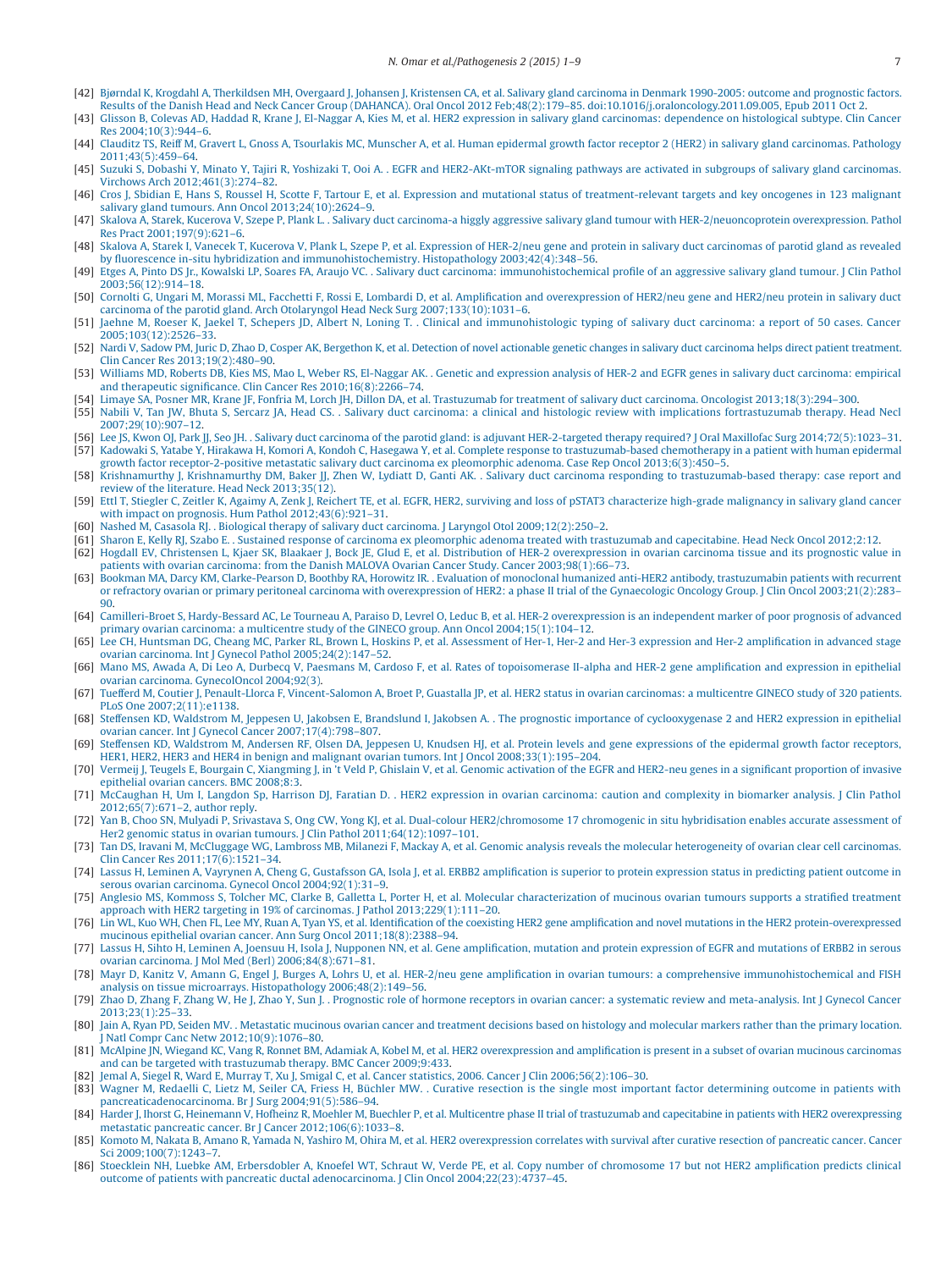[42] Bjørndal K, Krogdahl A, Therkildsen MH, Overgaard J, Johansen J, Kristensen CA, et al. Salivary gland carcinoma in Denmark 1990-2005: outcome and prognostic factors. Results of the Danish Head and Neck Cancer Group (DAHANCA). Oral Oncol 2012 Feb;48(2):179–85. doi:10.1016/j.oraloncology.2011.09.005, Epub 2011 Oct 2.

[43] Glisson B, Colevas AD, Haddad R, Krane J, El-Naggar A, Kies M, et al. HER2 expression in salivary gland carcinomas: dependence on histological subtype. Clin Cancer Res 2004;10(3):944–6.

[44] Clauditz TS, Reiff M, Gravert L, Gnoss A, Tsourlakis MC, Munscher A, et al. Human epidermal growth factor receptor 2 (HER2) in salivary gland carcinomas. Pathology 2011;43(5):459–64.

[45] Suzuki S, Dobashi Y, Minato Y, Tajiri R, Yoshizaki T, Ooi A. . EGFR and HER2-AKt-mTOR signaling pathways are activated in subgroups of salivary gland carcinomas. Virchows Arch 2012;461(3):274–82.

[46] Cros J, Sbidian E, Hans S, Roussel H, Scotte F, Tartour E, et al. Expression and mutational status of treatment-relevant targets and key oncogenes in 123 malignant salivary gland tumours. Ann Oncol 2013;24(10):2624–9.

[47] Skalova A, Starek, Kucerova V, Szepe P, Plank L. . Salivary duct carcinoma-a higgly aggressive salivary gland tumour with HER-2/neuoncoprotein overexpression. Pathol Res Pract 2001;197(9):621–6.

[48] Skalova A, Starek I, Vanecek T, Kucerova V, Plank L, Szepe P, et al. Expression of HER-2/neu gene and protein in salivary duct carcinomas of parotid gland as revealed by fluorescence in-situ hybridization and immunohistochemistry. Histopathology 2003;42(4):348–56.

[49] Etges A, Pinto DS Jr., Kowalski LP, Soares FA, Araujo VC. . Salivary duct carcinoma: immunohistochemical profile of an aggressive salivary gland tumour. J Clin Pathol 2003;56(12):914–18.

[50] Cornolti G, Ungari M, Morassi ML, Facchetti F, Rossi E, Lombardi D, et al. Amplification and overexpression of HER2/neu gene and HER2/neu protein in salivary duct carcinoma of the parotid gland. Arch Otolaryngol Head Neck Surg 2007;133(10):1031–6.

[51] Jaehne M, Roeser K, Jaekel T, Schepers JD, Albert N, Loning T. . Clinical and immunohistologic typing of salivary duct carcinoma: a report of 50 cases. Cancer 2005;103(12):2526–33.

[52] Nardi V, Sadow PM, Juric D, Zhao D, Cosper AK, Bergethon K, et al. Detection of novel actionable genetic changes in salivary duct carcinoma helps direct patient treatment. Clin Cancer Res 2013;19(2):480–90.

[53] Williams MD, Roberts DB, Kies MS, Mao L, Weber RS, El-Naggar AK. . Genetic and expression analysis of HER-2 and EGFR genes in salivary duct carcinoma: empirical and therapeutic significance. Clin Cancer Res 2010;16(8):2266–74.

[54] Limaye SA, Posner MR, Krane JF, Fonfria M, Lorch JH, Dillon DA, et al. Trastuzumab for treatment of salivary duct carcinoma. Oncologist 2013;18(3):294–300.

[55] Nabili V, Tan JW, Bhuta S, Sercarz JA, Head CS. . Salivary duct carcinoma: a clinical and histologic review with implications fortrastuzumab therapy. Head Necl 2007;29(10):907–12.

[56] Lee JS, Kwon OJ, Park JJ, Seo JH. . Salivary duct carcinoma of the parotid gland: is adjuvant HER-2-targeted therapy required? J Oral Maxillofac Surg 2014;72(5):1023–31.

[57] Kadowaki S, Yatabe Y, Hirakawa H, Komori A, Kondoh C, Hasegawa Y, et al. Complete response to trastuzumab-based chemotherapy in a patient with human epidermal growth factor receptor-2-positive metastatic salivary duct carcinoma ex pleomorphic adenoma. Case Rep Oncol 2013;6(3):450–5.

[58] Krishnamurthy J, Krishnamurthy DM, Baker JJ, Zhen W, Lydiatt D, Ganti AK. . Salivary duct carcinoma responding to trastuzumab-based therapy: case report and review of the literature. Head Neck 2013;35(12).

[59] Ettl T, Stiegler C, Zeitler K, Agaimy A, Zenk J, Reichert TE, et al. EGFR, HER2, surviving and loss of pSTAT3 characterize high-grade malignancy in salivary gland cancer with impact on prognosis. Hum Pathol 2012;43(6):921–31.

[60] Nashed M, Casasola RJ. . Biological therapy of salivary duct carcinoma. J Laryngol Otol 2009;12(2):250–2.

[61] Sharon E, Kelly RJ, Szabo E. . Sustained response of carcinoma ex pleomorphic adenoma treated with trastuzumab and capecitabine. Head Neck Oncol 2012;2:12.

[62] Hogdall EV, Christensen L, Kjaer SK, Blaakaer J, Bock JE, Glud E, et al. Distribution of HER-2 overexpression in ovarian carcinoma tissue and its prognostic value in patients with ovarian carcinoma: from the Danish MALOVA Ovarian Cancer Study. Cancer 2003;98(1):66–73.

[63] Bookman MA, Darcy KM, Clarke-Pearson D, Boothby RA, Horowitz IR. . Evaluation of monoclonal humanized anti-HER2 antibody, trastuzumab patients with recurrent or refractory ovarian or primary peritoneal carcinoma with overexpression of HER2: a phase II trial of the Gynaecologic Oncology Group. J Clin Oncol 2003;21(2):283–90.

[64] Camilleri-Broet S, Hardy-Bessard AC, Le Tourneau A, Paraiso D, Levrel O, Leduc B, et al. HER-2 overexpression is an independent marker of poor prognosis of advanced primary ovarian carcinoma: a multicentre study of the GINECO group. Ann Oncol 2004;15(1):104–12.

[65] Lee CH, Huntsman DG, Cheang MC, Parker RL, Brown L, Hoskins P, et al. Assessment of Her-1, Her-2 and Her-3 expression and Her-2 amplification in advanced stage ovarian carcinoma. Int J Gynecol Pathol 2005;24(2):147–52.

[66] Mano MS, Awada A, Di Leo A, Durbecq V, Paesmans M, Cardoso F, et al. Rates of topoisomerase II-alpha and HER-2 gene amplification and expression in epithelial ovarian carcinoma. GynecolOncol 2004;92(3).

[67] Tuefferd M, Coutier J, Penault-Llorca F, Vincent-Salomon A, Broet P, Guastalla JP, et al. HER2 status in ovarian carcinomas: a multicentre GINECO study of 320 patients. PLoS One 2007;2(11):e1138.

[68] Steffensen KD, Waldstrom M, Jeppesen U, Jakobsen E, Brandslund I, Jakobsen A. . The prognostic importance of cyclooxygenase 2 and HER2 expression in epithelial ovarian cancer. Int J Gynecol Cancer 2007;17(4):798–807.

[69] Steffensen KD, Waldstrom M, Andersen RF, Olsen DA, Jeppesen U, Knudsen HJ, et al. Protein levels and gene expressions of the epidermal growth factor receptors, HER1, HER2, HER3 and HER4 in benign and malignant ovarian tumors. Int J Oncol 2008;33(1):195–204.

[70] Vermeij J, Teugels E, Bourgain C, Xiangming J, in 't Veld P, Ghislain V, et al. Genomic activation of the EGFR and HER2-neu genes in a significant proportion of invasive epithelial ovarian cancers. BMC 2008;8:3.

[71] McCaughan H, Um I, Langdon Sp, Harrison DJ, Faratian D. . HER2 expression in ovarian carcinoma: caution and complexity in biomarker analysis. J Clin Pathol 2012;65(7):671–2, author reply.

[72] Yan B, Choo SN, Mulyadi P, Srivastava S, Ong CW, Yong KJ, et al. Dual-colour HER2/chromosome 17 chromogenic in situ hybridisation enables accurate assessment of Her2 genomic status in ovarian tumours. J Clin Pathol 2011;64(12):1097–101.

[73] Tan DS, Iravani M, McCluggage WG, Lambross MB, Milanezi F, Mackay A, et al. Genomic analysis reveals the molecular heterogeneity of ovarian clear cell carcinomas. Clin Cancer Res 2011;17(6):1521–34.

[74] Lassus H, Leminen A, Vayrynen A, Cheng G, Gustafsson GA, Isola J, et al. ERBB2 amplification is superior to protein expression status in predicting patient outcome in serous ovarian carcinoma. Gynecol Oncol 2004;92(1):31–9.

[75] Anglesio MS, Kommoss S, Tolcher MC, Clarke B, Galletta L, Porter H, et al. Molecular characterization of mucinous ovarian tumours supports a stratified treatment approach with HER2 targeting in 19% of carcinomas. J Pathol 2013;229(1):111–20.

[76] Lin WL, Kuo WH, Chen FL, Lee MY, Ruan A, Tyan YS, et al. Identification of the coexisting HER2 gene amplification and novel mutations in the HER2 protein-overexpressed mucinous epithelial ovarian cancer. Ann Surg Oncol 2011;18(8):2388–94.

[77] Lassus H, Sihto H, Leminen A, Joensuu H, Isola J, Nupponen NN, et al. Gene amplification, mutation and protein expression of EGFR and mutations of ERBB2 in serous ovarian carcinoma. J Mol Med (Berl) 2006;84(8):671–81.

[78] Mayr D, Kanitz V, Amann G, Engel J, Burges A, Lohrs U, et al. HER-2/neu gene amplification in ovarian tumours: a comprehensive immunohistochemical and FISH analysis on tissue microarrays. Histopathology 2006;48(2):149–56.

[79] Zhao D, Zhang F, Zhang W, He J, Zhao Y, Sun J. . Prognostic role of hormone receptors in ovarian cancer: a systematic review and meta-analysis. Int J Gynecol Cancer 2013;23(1):25–33.

[80] Jain A, Ryan PD, Seiden MV. . Metastatic mucinous ovarian cancer and treatment decisions based on histology and molecular markers rather than the primary location. J Natl Compr Canc Netw 2012;10(9):1076–80.

[81] McAlpine JN, Wiegand KC, Vang R, Ronnet BM, Adamiak A, Kobel M, et al. HER2 overexpression and amplification is present in a subset of ovarian mucinous carcinomas and can be targeted with trastuzumab therapy. BMC Cancer 2009;9:433.

[82] Jemal A, Siegel R, Ward E, Murray T, Xu J, Smigal C, et al. Cancer statistics, 2006. Cancer J Clin 2006;56(2):106–30.

[83] Wagner M, Redaelli C, Lietz M, Seiler CA, Friess H, Büchler MW. . Curative resection is the single most important factor determining outcome in patients with pancreaticadenocarcinoma. Br J Surg 2004;91(5):586–94.

[84] Harder J, Ihorst G, Heinemann V, Hofheinz R, Moehler M, Buechler P, et al. Multicentre phase II trial of trastuzumab and capecitabine in patients with HER2 overexpressing metastatic pancreatic cancer. Br J Cancer 2012;106(6):1033–8.

[85] Komoto M, Nakata B, Amano R, Yamada N, Yashiro M, Ohira M, et al. HER2 overexpression correlates with survival after curative resection of pancreatic cancer. Cancer Sci 2009;100(7):1243–7.

[86] Stoecklein NH, Luebke AM, Erbersdobler A, Knoefel WT, Schraut W, Verde PE, et al. Copy number of chromosome 17 but not HER2 amplification predicts clinical outcome of patients with pancreatic ductal adenocarcinoma. J Clin Oncol 2004;22(23):4737–45.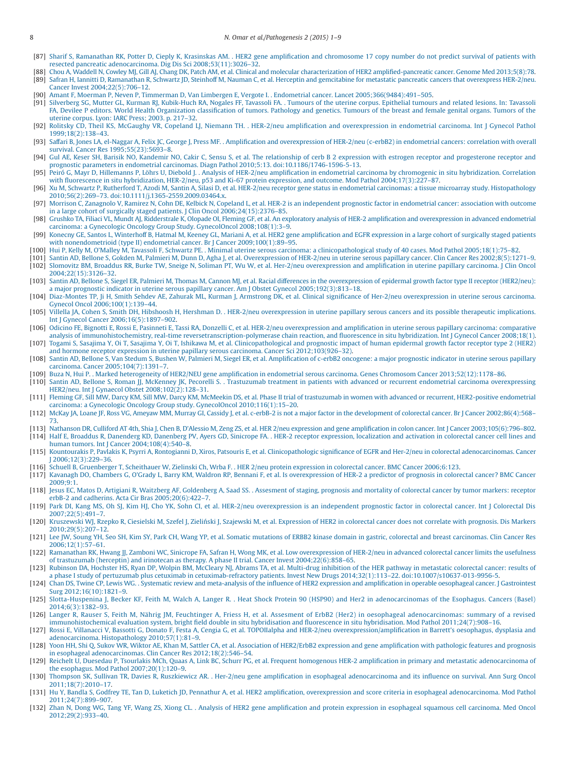[87] Sharif S, Ramanathan RK, Potter D, Cieply K, Krasinskas AM. . HER2 gene amplification and chromosome 17 copy number do not predict survival of patients with resected pancreatic adenocarcinoma. Dig Dis Sci 2008;53(11):3026–32.

[88] Chou A, Waddell N, Cowley MJ, Gill AJ, Chang DK, Patch AM, et al. Clinical and molecular characterization of HER2 amplified-pancreatic cancer. Genome Med 2013;5(8):78.

[89] Safran H, Iannitti D, Ramanathan R, Schwartz JD, Steinhoff M, Nauman C, et al. Herceptin and gemcitabine for metastatic pancreatic cancers that overexpress HER-2/neu. Cancer Invest 2004;22(5):706–12.

[90] Amant F, Moerman P, Neven P, Timmerman D, Van Limbergen E, Vergote I. . Endometrial cancer. Lancet 2005;366(9484):491–505.

[91] Silverberg SG, Mutter GL, Kurman RJ, Kubik-Huch RA, Nogales FF, Tavassoli FA. . Tumours of the uterine corpus. Epithelial tumours and related lesions. In: Tavassoli FA, Devilee P editors. World Health Organization classification of tumors. Pathology and genetics. Tumours of the breast and female genital organs. Tumors of the uterine corpus. Lyon: IARC Press; 2003. p. 217–32.

[92] Rolitsky CD, Theil KS, McGaughy VR, Copeland LJ, Niemann TH. . HER-2/neu amplification and overexpression in endometrial carcinoma. Int J Gynecol Pathol 1999;18(2):138–43.

[93] Saffari B, Jones LA, el-Naggar A, Felix JC, George J, Press MF. . Amplification and overexpression of HER-2/neu (c-erbB2) in endometrial cancers: correlation with overall survival. Cancer Res 1995;55(23):5693–8.

[94] Gul AE, Keser SH, Barisik NO, Kandemir NO, Cakir C, Sensu S, et al. The relationship of cerb B 2 expression with estrogen receptor and progesterone receptor and prognostic parameters in endometrial carcinomas. Diagn Pathol 2010;5:13. doi:10.1186/1746-1596-5-13.

[95] Peiró G, Mayr D, Hillemanns P, Löhrs U, Diebold J. . Analysis of HER-2/neu amplification in endometrial carcinoma by chromogenic in situ hybridization. Correlation with fluorescence in situ hybridization, HER-2/neu, p53 and Ki-67 protein expression, and outcome. Mod Pathol 2004;17(3):227–87.

[96] Xu M, Schwartz P, Rutherford T, Azodi M, Santin A, Silasi D, et al. HER-2/neu receptor gene status in endometrial carcinomas: a tissue microarray study. Histopathology 2010;56(2):269–73. doi:10.1111/j.1365-2559.2009.03464.x.

[97] Morrison C, Zanagnolo V, Ramirez N, Cohn DE, Kelbick N, Copeland L, et al. HER-2 is an independent prognostic factor in endometrial cancer: association with outcome in a large cohort of surgically staged patients. J Clin Oncol 2006;24(15):2376–85.

[98] Grushko TA, Filiaci VL, Mundt AJ, Ridderstrale K, Olopade OI, Fleming GF, et al. An exploratory analysis of HER-2 amplification and overexpression in advanced endometrial carcinoma: a Gynecologic Oncology Group Study. GynecolOncol 2008;108(1):3–9.

[99] Konecny GE, Santos L, Winterhoff B, Hatmal M, Keeney GL, Mariani A, et al. HER2 gene amplification and EGFR expression in a large cohort of surgically staged patients with nonendometrioid (type II) endometrial cancer. Br J Cancer 2009;100(1):89–95.

[100] Hui P, Kelly M, O'Malley M, Tavassoli F, Schwartz PE. . Minimal uterine serous carcinoma: a clinicopathological study of 40 cases. Mod Pathol 2005;18(1):75–82.

[101] Santin AD, Bellone S, Gokden M, Palmieri M, Dunn D, Agha J, et al. Overexpression of HER-2/neu in uterine serous papillary cancer. Clin Cancer Res 2002;8(5):1271–9.

[102] Slomovitz BM, Broaddus RR, Burke TW, Sneige N, Soliman PT, Wu W, et al. Her-2/neu overexpression and amplification in uterine papillary carcinoma. J Clin Oncol 2004;22(15):3126–32.

[103] Santin AD, Bellone S, Siegel ER, Palmieri M, Thomas M, Cannon MJ, et al. Racial differences in the overexpression of epidermal growth factor type II receptor (HER2/neu): a major prognostic indicator in uterine serous papillary cancer. Am J Obstet Gynecol 2005;192(3):813–18.

[104] Diaz-Montes TP, Ji H, Smith Sehdev AE, Zahurak ML, Kurman J, Armstrong DK, et al. Clinical significance of Her-2/neu overexpression in uterine serous carcinoma. Gynecol Oncol 2006;100(1):139–44.

[105] Villella JA, Cohen S, Smith DH, Hibshoosh H, Hershman D. . HER-2/neu overexpression in uterine papillary serous cancers and its possible therapeutic implications. Int J Gynecol Cancer 2006;16(5):1897–902.

[106] Odicino FE, Bignotti E, Rossi E, Pasinneti E, Tassi RA, Donzelli C, et al. HER-2/neu overexpression and amplification in uterine serous papillary carcinoma: comparative analysis of immunohistochemistry, real-time reversetranscription-polymerase chain reaction, and fluorescence in situ hybridization. Int J Gynecol Cancer 2008;18(1).

[107] Togami S, Sasajima Y, Oi T, Sasajima Y, Oi T, Ishikawa M, et al. Clinicopathological and prognostic impact of human epidermal growth factor receptor type 2 (HER2) and hormone receptor expression in uterine papillary serous carcinoma. Cancer Sci 2012;103(926–32).

[108] Santin AD, Bellone S, Van Stedum S, Bushen W, Palmieri M, Siegel ER, et al. Amplification of c-erbB2 oncogene: a major prognostic indicator in uterine serous papillary carcinoma. Cancer 2005;104(7):1391–7.

[109] Buza N, Hui P. . Marked heterogeneity of HER2/NEU gene amplification in endometrial serous carcinoma. Genes Chromosom Cancer 2013;52(12):1178–86.

[110] Santin AD, Bellone S, Roman JJ, McKenney JK, Pecorelli S. . Trastuzumab treatment in patients with advanced or recurrent endometrial carcinoma overexpressing HER2/neu. Int J Gynaecol Obstet 2008;102(2):128–31.

[111] Fleming GF, Sill MW, Darcy KM, Sill MW, Darcy KM, McMeekin DS, et al. Phase II trial of trastuzumab in women with advanced or recurrent, HER2-positive endometrial carcinoma: a Gynecologic Oncology Group study. GynecolOncol 2010;116(1):15–20.

[112] McKay JA, Loane JF, Ross VG, Ameyaw MM, Murray GI, Cassidy J, et al. c-erbB-2 is not a major factor in the development of colorectal cancer. Br J Cancer 2002;86(4):568–73.

[113] Nathanson DR, Culliford AT 4th, Shia J, Chen B, D'Alessio M, Zeng ZS, et al. HER 2/neu expression and gene amplification in colon cancer. Int J Cancer 2003;105(6):796–802.

[114] Half E, Broaddus R, Danenberg KD, Danenberg PV, Ayers GD, Sinicrope FA. . HER-2 receptor expression, localization and activation in colorectal cancer cell lines and human tumors. Int J Cancer 2004;108(4):540–8.

[115] Kountourakis P, Pavlakis K, Psyrri A, Rontogianni D, Xiros, Patsouris E, et al. Clinicopathologic significance of EGFR and Her-2/neu in colorectal adenocarcinomas. Cancer J 2006;12(3):229–36.

[116] Schuell B, Gruenberger T, Scheithauer W, Zielinski Ch, Wrba F. . HER 2/neu protein expression in colorectal cancer. BMC Cancer 2006;6:123.

[117] Kavanagh DO, Chambers G, O'Grady L, Barry KM, Waldron RP, Bennani F, et al. Is overexpression of HER-2 a predictor of prognosis in colorectal cancer? BMC Cancer 2009;9:1.

[118] Jesus EC, Matos D, Artigiani R, Waitzberg AF, Goldenberg A, Saad SS. . Assesment of staging, prognosis and mortality of colorectal cancer by tumor markers: receptor erbB-2 and cadherins. Acta Cir Bras 2005;20(6):422–7.

[119] Park DI, Kang MS, Oh SJ, Kim HJ, Cho YK, Sohn CI, et al. HER-2/neu overexpression is an independent prognostic factor in colorectal cancer. Int J Colorectal Dis 2007;22(5):491–7.

[120] Kruszewski WJ, Rzepko R, Ciesielski M, Szefel J, Zieliński J, Szajewski M, et al. Expression of HER2 in colorectal cancer does not correlate with prognosis. Dis Markers 2010;29(5):207–12.

[121] Lee JW, Soung YH, Seo SH, Kim SY, Park CH, Wang YP, et al. Somatic mutations of ERBB2 kinase domain in gastric, colorectal and breast carcinomas. Clin Cancer Res 2006;12(1):57–61.

[122] Ramanathan RK, Hwang JJ, Zamboni WC, Sinicrope FA, Safran H, Wong MK, et al. Low overexpression of HER-2/neu in advanced colorectal cancer limits the usefulness of trastuzumab (herceptin) and irinotecan as therapy. A phase II trial. Cancer Invest 2004;22(6):858–65.

[123] Rubinson DA, Hochster HS, Ryan DP, Wolpin BM, McCleary NJ, Abrams TA, et al. Multi-drug inhibition of the HER pathway in metastatic colorectal cancer: results of a phase I study of pertuzumab plus cetuximab in cetuximab-refractory patients. Invest New Drugs 2014;32(1):113–22. doi:10.1007/s10637-013-9956-5.

[124] Chan DS, Twine CP, Lewis WG. . Systematic review and meta-analysis of the influence of HER2 expression and amplification in operable oesophageal cancer. J Gastrointest Surg 2012;16(10):1821–9.

[125] Slotta-Huspenina J, Becker KF, Feith M, Walch A, Langer R. . Heat Shock Protein 90 (HSP90) and Her2 in adenocarcinomas of the Esophagus. Cancers (Basel) 2014;6(3):1382–93.

[126] Langer R, Rauser S, Feith M, Nährig JM, Feuchtinger A, Friess H, et al. Assesment of ErbB2 (Her2) in oesophageal adenocarcinomas: summary of a revised immunohistochemical evaluation system, bright field double in situ hybridisation and fluorescence in situ hybridisation. Mod Pathol 2011;24(7):908–16.

[127] Rossi E, Villanacci V, Bassotti G, Donato F, Festa A, Cengia G, et al. TOPOIIalpha and HER-2/neu overexpression/amplification in Barrett's oesophagus, dysplasia and adenocarcinoma. Histopathology 2010;57(1):81–9.

[128] Yoon HH, Shi Q, Sukov WR, Wiktor AE, Khan M, Sattler CA, et al. Association of HER2/ErbB2 expression and gene amplification with pathologic features and prognosis in esophageal adenocarcinomas. Clin Cancer Res 2012;18(2):546–54.

[129] Reichelt U, Duesedau P, Tsourlakis MCh, Quaas A, Link BC, Schurr PG, et al. Frequent homogenous HER-2 amplification in primary and metastatic adenocarcinoma of the esophagus. Mod Pathol 2007;20(1):120–9.

[130] Thompson SK, Sullivan TR, Davies R, Ruszkiewicz AR. . Her-2/neu gene amplification in esophageal adenocarcinoma and its influence on survival. Ann Surg Oncol 2011;18(7):2010–17.

[131] Hu Y, Bandla S, Godfrey TE, Tan D, Luketich JD, Pennathur A, et al. HER2 amplification, overexpression and score criteria in esophageal adenocarcinoma. Mod Pathol 2011;24(7):899–907.

[132] Zhan N, Dong WG, Tang YF, Wang ZS, Xiong CL. . Analysis of HER2 gene amplification and protein expression in esophageal squamous cell carcinoma. Med Oncol 2012;29(2):933–40.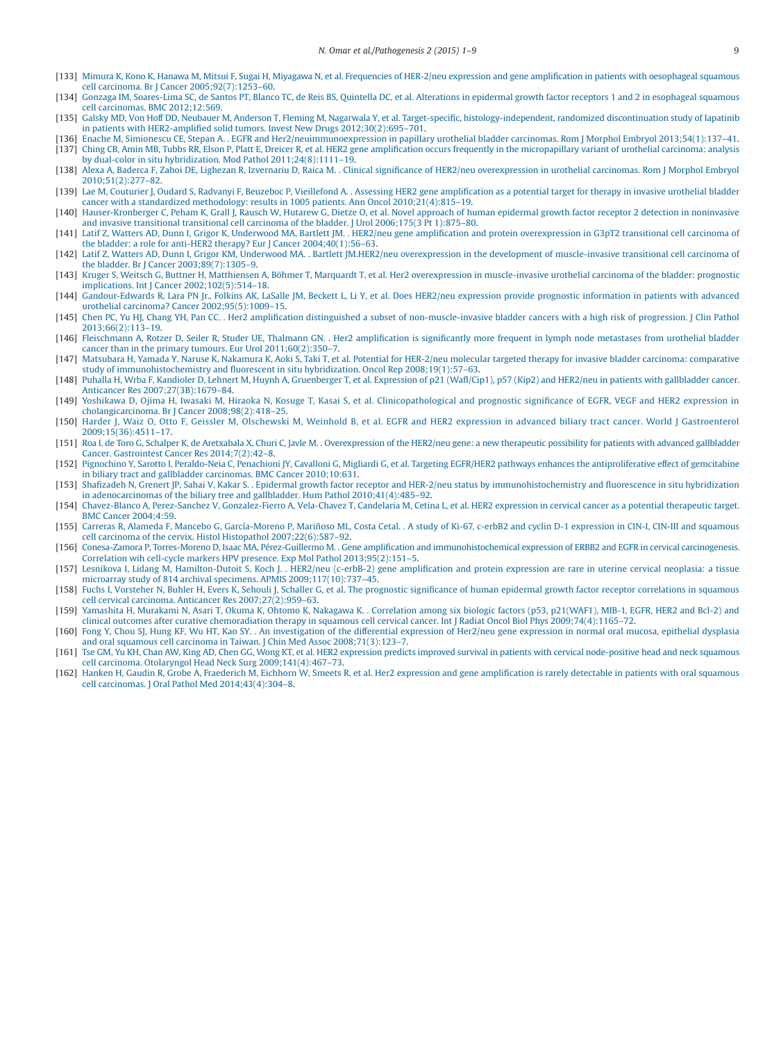[133] Mimura K, Kono K, Hanawa M, Mitsui F, Sugai H, Miyagawa N, et al. Frequencies of HER-2/neu expression and gene amplification in patients with oesophageal squamous cell carcinoma. Br J Cancer 2005;92(7):1253–60.

[134] Gonzaga IM, Soares-Lima SC, de Santos PT, Blanco TC, de Reis BS, Quintella DC, et al. Alterations in epidermal growth factor receptors 1 and 2 in esophageal squamous cell carcinomas. BMC 2012;12:569.

[135] Galsky MD, Von Hoff DD, Neubauer M, Anderson T, Fleming M, Nagarwala Y, et al. Target-specific, histology-independent, randomized discontinuation study of lapatinib in patients with HER2-amplified solid tumors. Invest New Drugs 2012;30(2):695–701.

[136] Enache M, Simionescu CE, Stepan A. . EGFR and Her2/neuimmunoexpression in papillary urothelial bladder carcinomas. Rom J Morphol Embryol 2013;54(1):137–41.

[137] Ching CB, Amin MB, Tubbs RR, Elson P, Platt E, Dreicer R, et al. HER2 gene amplification occurs frequently in the micropapillary variant of urothelial carcinoma: analysis by dual-color in situ hybridization. Mod Pathol 2011;24(8):1111–19.

[138] Alexa A, Baderca F, Zahoi DE, Lighezan R, Izvernariu D, Raica M. . Clinical significance of HER2/neu overexpression in urothelial carcinomas. Rom J Morphol Embryol 2010;51(2):277–82.

[139] Lae M, Couturier J, Oudard S, Radvanyi F, Beuzeboc P, Vieillefond A. . Assessing HER2 gene amplification as a potential target for therapy in invasive urothelial bladder cancer with a standardized methodology: results in 1005 patients. Ann Oncol 2010;21(4):815–19.

[140] Hauser-Kronberger C, Peham K, Grall J, Rausch W, Hutarew G, Dietze O, et al. Novel approach of human epidermal growth factor receptor 2 detection in noninvasive and invasive transitional transitional cell carcinoma of the bladder. J Urol 2006;175(3 Pt 1):875–80.

[141] Latif Z, Watters AD, Dunn I, Grigor K, Underwood MA, Bartlett JM. . HER2/neu gene amplification and protein overexpression in G3pT2 transitional cell carcinoma of the bladder: a role for anti-HER2 therapy? Eur J Cancer 2004;40(1):56–63.

[142] Latif Z, Watters AD, Dunn I, Grigor KM, Underwood MA. . Bartlett JM.HER2/neu overexpression in the development of muscle-invasive transitional cell carcinoma of the bladder. Br J Cancer 2003;89(7):1305–9.

[143] Kruger S, Weitsch G, Buttner H, Matthiensen A, Böhmer T, Marquardt T, et al. Her2 overexpression in muscle-invasive urothelial carcinoma of the bladder: prognostic implications. Int J Cancer 2002;102(5):514–18.

[144] Gandour-Edwards R, Lara PN Jr., Folkins AK, LaSalle JM, Beckett L, Li Y, et al. Does HER2/neu expression provide prognostic information in patients with advanced urothelial carcinoma? Cancer 2002;95(5):1009–15.

[145] Chen PC, Yu HJ, Chang YH, Pan CC. . Her2 amplification distinguished a subset of non-muscle-invasive bladder cancers with a high risk of progression. J Clin Pathol 2013;66(2):113–19.

[146] Fleischmann A, Rotzer D, Seiler R, Studer UE, Thalmann GN. . Her2 amplification is significantly more frequent in lymph node metastases from urothelial bladder cancer than in the primary tumours. Eur Urol 2011;60(2):350–7.

[147] Matsubara H, Yamada Y, Naruse K, Nakamura K, Aoki S, Taki T, et al. Potential for HER-2/neu molecular targeted therapy for invasive bladder carcinoma: comparative study of immunohistochemistry and fluorescent in situ hybridization. Oncol Rep 2008;19(1):57–63.

[148] Puhalla H, Wrba F, Kandioler D, Lehnert M, Huynh A, Gruenberger T, et al. Expression of p21 (Wafl/Cip1), p57 (Kip2) and HER2/neu in patients with gallbladder cancer. Anticancer Res 2007;27(3B):1679–84.

[149] Yoshikawa D, Ojima H, Iwasaki M, Hiraoka N, Kosuge T, Kasai S, et al. Clinicopathological and prognostic significance of EGFR, VEGF and HER2 expression in cholangiocarcinoma. Br J Cancer 2008;98(2):418–25.

[150] Harder J, Waiz O, Otto F, Geissler M, Olschewski M, Weinhold B, et al. EGFR and HER2 expression in advanced biliary tract cancer. World J Gastroenterol 2009;15(36):4511–17.

[151] Roa I, de Toro G, Schalper K, de Aretxabala X, Churi C, Javle M. . Overexpression of the HER2/neu gene: a new therapeutic possibility for patients with advanced gallbladder Cancer. Gastrointest Cancer Res 2014;7(2):42–8.

[152] Pignochino Y, Sarotto I, Peraldo-Neia C, Penachioni JY, Cavalloni G, Migliardi G, et al. Targeting EGFR/HER2 pathways enhances the antiproliferative effect of gemcitabine in biliary tract and gallbladder carcinomas. BMC Cancer 2010;10:631.

[153] Shafizadeh N, Grenert JP, Sahai V, Kakar S. . Epidermal growth factor receptor and HER-2/neu status by immunohistochemistry and fluorescence in situ hybridization in adenocarcinomas of the biliary tree and gallbladder. Hum Pathol 2010;41(4):485–92.

[154] Chavez-Blanco A, Perez-Sanchez V, Gonzalez-Fierro A, Vela-Chavez T, Candelaria M, Cetina L, et al. HER2 expression in cervical cancer as a potential therapeutic target. BMC Cancer 2004;4:59.

[155] Carreras R, Alameda F, Mancebo G, García-Moreno P, Mariñoso ML, Costa Cetal. . A study of Ki-67, c-erbB2 and cyclin D-1 expression in CIN-I, CIN-III and squamous cell carcinoma of the cervix. Histol Histopathol 2007;22(6):587–92.

[156] Conesa-Zamora P, Torres-Moreno D, Isaac MA, Pérez-Guillermo M. . Gene amplification and immunohistochemical expression of ERBB2 and EGFR in cervical carcinogenesis. Correlation wih cell-cycle markers HPV presence. Exp Mol Pathol 2013;95(2):151–5.

[157] Lesnikova I, Lidang M, Hamilton-Dutoit S, Koch J. . HER2/neu (c-erbB-2) gene amplification and protein expression are rare in uterine cervical neoplasia: a tissue microarray study of 814 archival specimens. APMIS 2009;117(10):737–45.

[158] Fuchs I, Vorsteher N, Buhler H, Evers K, Sehouli J, Schaller G, et al. The prognostic significance of human epidermal growth factor receptor correlations in squamous cell cervical carcinoma. Anticancer Res 2007;27(2):959–63.

[159] Yamashita H, Murakami N, Asari T, Okuma K, Ohtomo K, Nakagawa K. . Correlation among six biologic factors (p53, p21(WAF1), MIB-1, EGFR, HER2 and Bcl-2) and clinical outcomes after curative chemoradiation therapy in squamous cell cervical cancer. Int J Radiat Oncol Biol Phys 2009;74(4):1165–72.

[160] Fong Y, Chou SJ, Hung KF, Wu HT, Kao SY. . An investigation of the differential expression of Her2/neu gene expression in normal oral mucosa, epithelial dysplasia and oral squamous cell carcinoma in Taiwan. J Chin Med Assoc 2008;71(3):123–7.

[161] Tse GM, Yu KH, Chan AW, King AD, Chen GG, Wong KT, et al. HER2 expression predicts improved survival in patients with cervical node-positive head and neck squamous cell carcinoma. Otolaryngol Head Neck Surg 2009;141(4):467–73.

[162] Hanken H, Gaudin R, Grobe A, Fraederich M, Eichhorn W, Smeets R, et al. Her2 expression and gene amplification is rarely detectable in patients with oral squamous cell carcinomas. J Oral Pathol Med 2014;43(4):304–8.